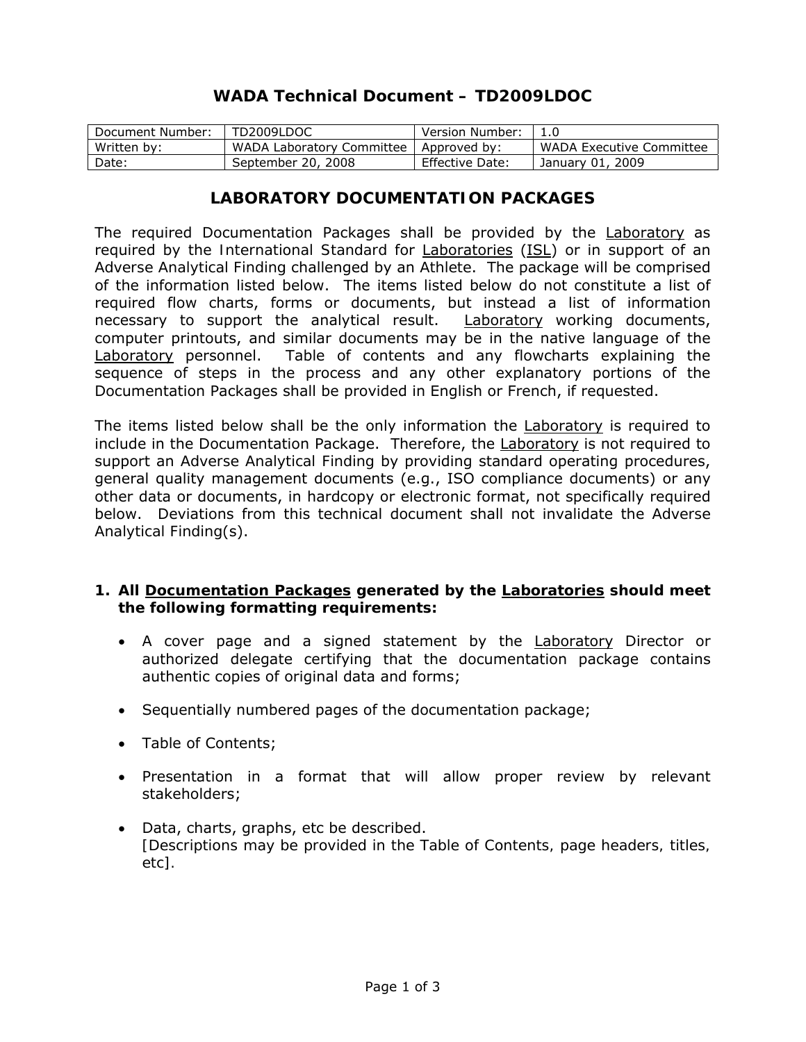# WADA Technical Document – TD2009LDOC

| Document Number: | TD2009LDOC | Version Number: | 1.0 |
|---|---|---|---|
| Written by: | WADA Laboratory Committee | Approved by: | WADA Executive Committee |
| Date: | September 20, 2008 | Effective Date: | January 01, 2009 |

## LABORATORY DOCUMENTATION PACKAGES

The required Documentation Packages shall be provided by the Laboratory as required by the International Standard for Laboratories (ISL) or in support of an Adverse Analytical Finding challenged by an Athlete. The package will be comprised of the information listed below. The items listed below do not constitute a list of required flow charts, forms or documents, but instead a list of information necessary to support the analytical result. Laboratory working documents, computer printouts, and similar documents may be in the native language of the Laboratory personnel. Table of contents and any flowcharts explaining the sequence of steps in the process and any other explanatory portions of the Documentation Packages shall be provided in English or French, if requested.

The items listed below shall be the only information the Laboratory is required to include in the Documentation Package. Therefore, the Laboratory is not required to support an Adverse Analytical Finding by providing standard operating procedures, general quality management documents (e.g., ISO compliance documents) or any other data or documents, in hardcopy or electronic format, not specifically required below. Deviations from this technical document shall not invalidate the Adverse Analytical Finding(s).

**1. All Documentation Packages generated by the Laboratories should meet the following formatting requirements:**

- A cover page and a signed statement by the Laboratory Director or authorized delegate certifying that the documentation package contains authentic copies of original data and forms;
- Sequentially numbered pages of the documentation package;
- Table of Contents;
- Presentation in a format that will allow proper review by relevant stakeholders;
- Data, charts, graphs, etc be described.
  [Descriptions may be provided in the Table of Contents, page headers, titles, etc].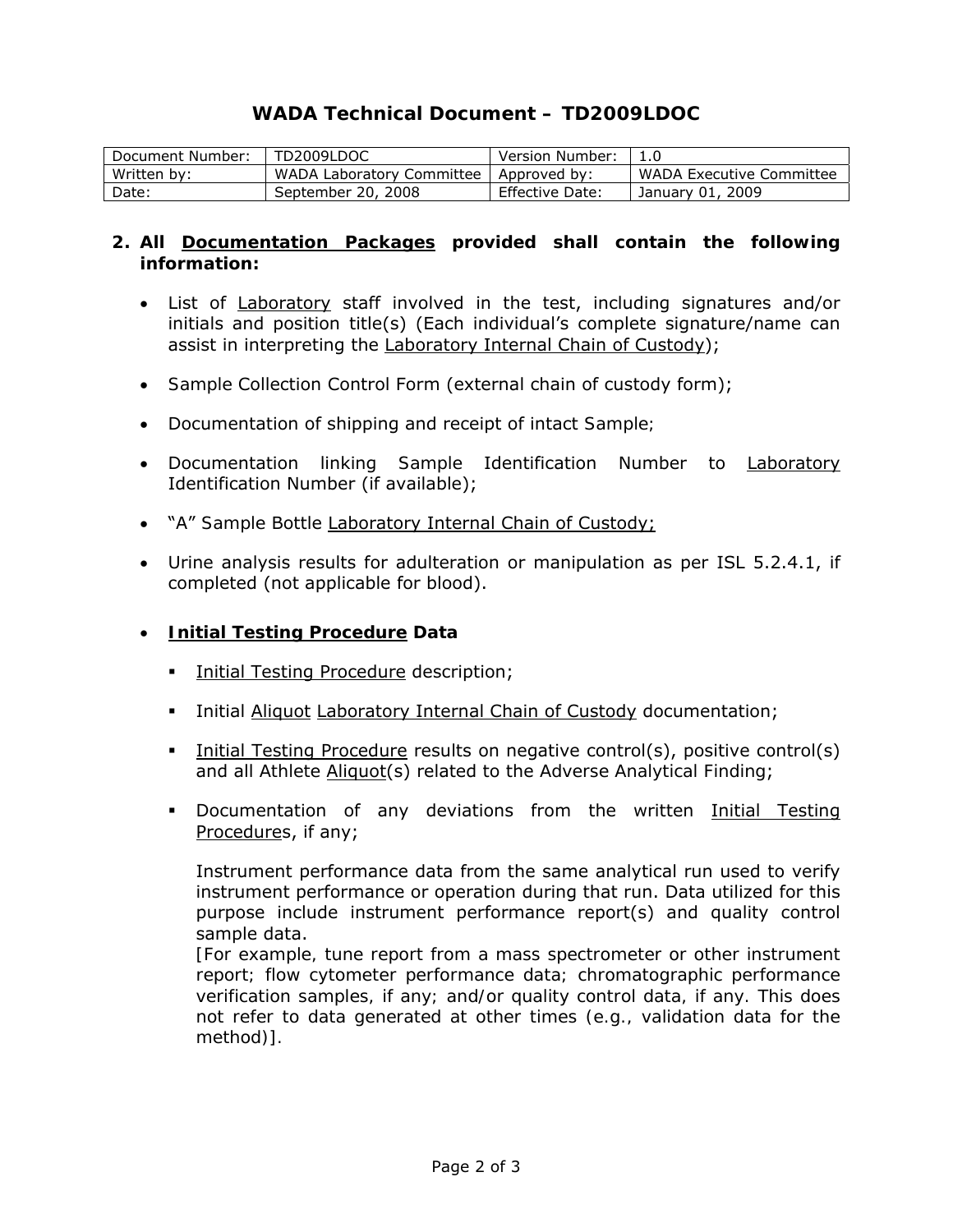# WADA Technical Document – TD2009LDOC

| Document Number: | TD2009LDOC | Version Number: | 1.0 |
|---|---|---|---|
| Written by: | WADA Laboratory Committee | Approved by: | WADA Executive Committee |
| Date: | September 20, 2008 | Effective Date: | January 01, 2009 |

**2. All Documentation Packages provided shall contain the following information:**

- List of Laboratory staff involved in the test, including signatures and/or initials and position title(s) (Each individual's complete signature/name can assist in interpreting the Laboratory Internal Chain of Custody);

- Sample Collection Control Form (external chain of custody form);

- Documentation of shipping and receipt of intact Sample;

- Documentation linking Sample Identification Number to Laboratory Identification Number (if available);

- "A" Sample Bottle Laboratory Internal Chain of Custody;

- Urine analysis results for adulteration or manipulation as per ISL 5.2.4.1, if completed (not applicable for blood).

- **Initial Testing Procedure Data**

  - Initial Testing Procedure description;

  - Initial Aliquot Laboratory Internal Chain of Custody documentation;

  - Initial Testing Procedure results on negative control(s), positive control(s) and all Athlete Aliquot(s) related to the Adverse Analytical Finding;

  - Documentation of any deviations from the written Initial Testing Procedures, if any;

    Instrument performance data from the same analytical run used to verify instrument performance or operation during that run. Data utilized for this purpose include instrument performance report(s) and quality control sample data.
    [For example, tune report from a mass spectrometer or other instrument report; flow cytometer performance data; chromatographic performance verification samples, if any; and/or quality control data, if any. This does not refer to data generated at other times (e.g., validation data for the method)].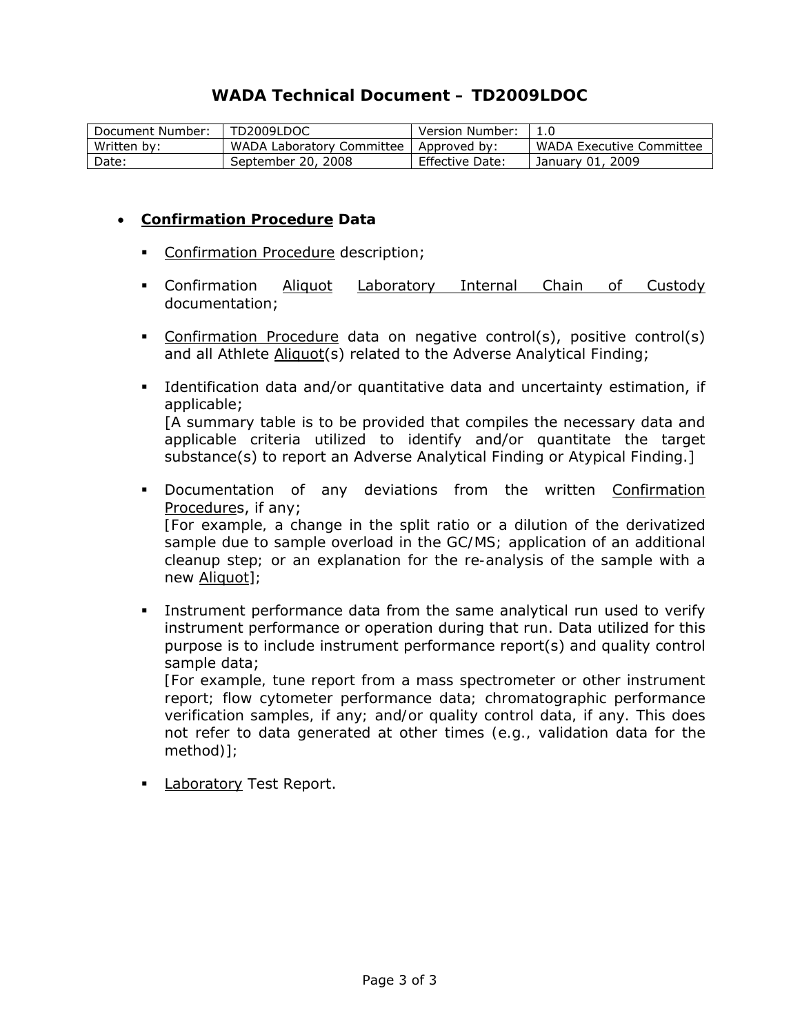- **Confirmation Procedure Data**

  - Confirmation Procedure description;

  - Confirmation Aliquot Laboratory Internal Chain of Custody documentation;

  - Confirmation Procedure data on negative control(s), positive control(s) and all Athlete Aliquot(s) related to the Adverse Analytical Finding;

  - Identification data and/or quantitative data and uncertainty estimation, if applicable;
    [A summary table is to be provided that compiles the necessary data and applicable criteria utilized to identify and/or quantitate the target substance(s) to report an Adverse Analytical Finding or Atypical Finding.]

  - Documentation of any deviations from the written Confirmation Procedures, if any;
    [For example, a change in the split ratio or a dilution of the derivatized sample due to sample overload in the GC/MS; application of an additional cleanup step; or an explanation for the re-analysis of the sample with a new Aliquot];

  - Instrument performance data from the same analytical run used to verify instrument performance or operation during that run. Data utilized for this purpose is to include instrument performance report(s) and quality control sample data;
    [For example, tune report from a mass spectrometer or other instrument report; flow cytometer performance data; chromatographic performance verification samples, if any; and/or quality control data, if any. This does not refer to data generated at other times (e.g., validation data for the method)];

  - Laboratory Test Report.